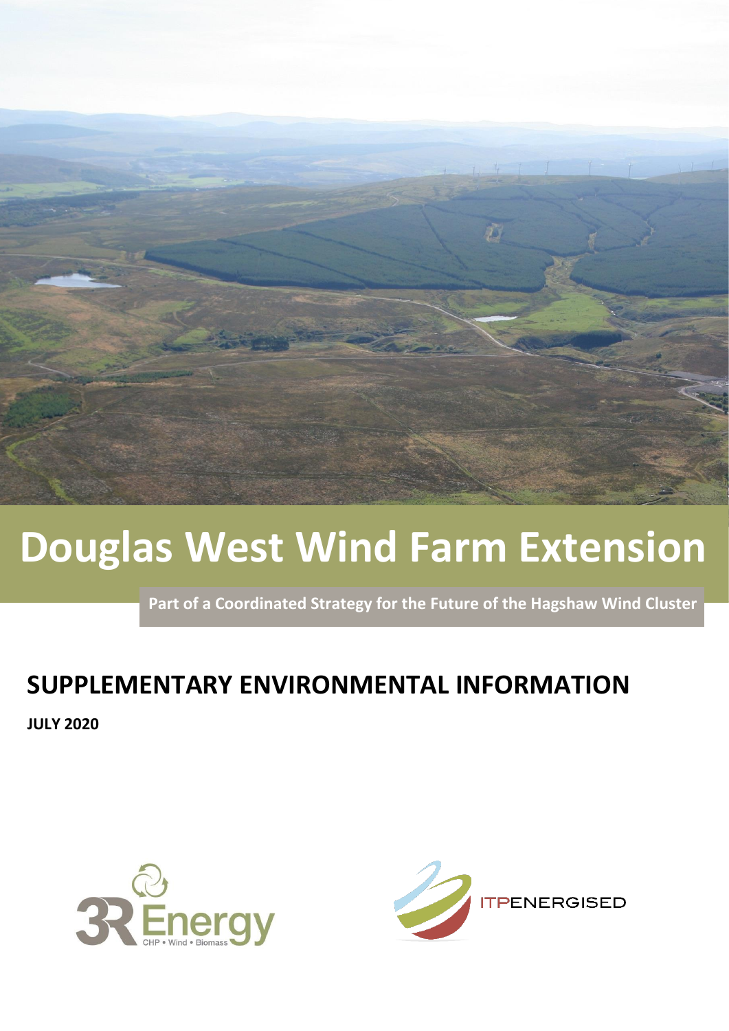# Douglas West Wind Farm Extension

**Part of a Coordinated Strategy for the Future of the Hagshaw Wind Cluster**

## SUPPLEMENTARY ENVIRONMENTAL INFORMATION

**JULY 2020**

3R Energy
CHP • Wind • Biomass

ITPENERGISED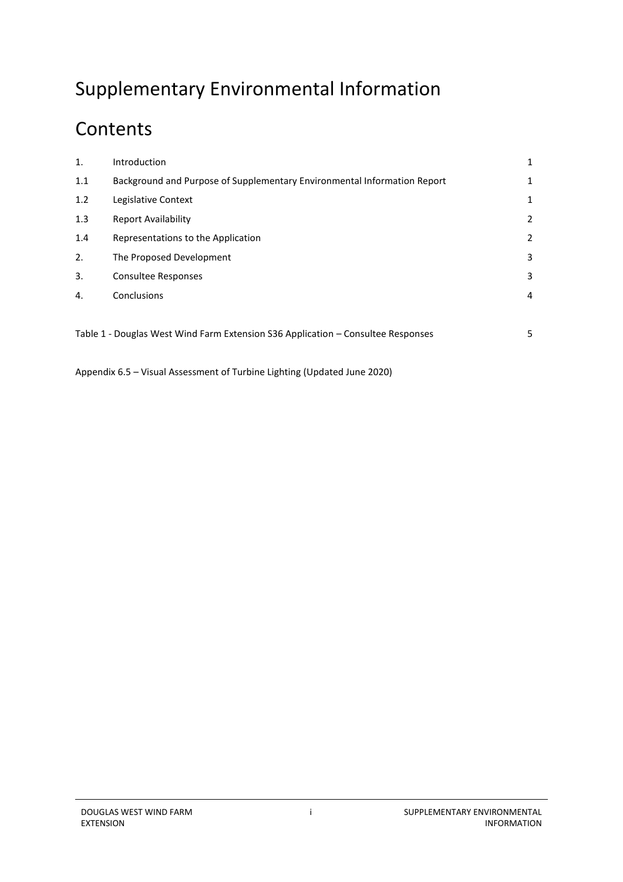# Supplementary Environmental Information

# Contents

| | | |
|---|---|---|
| 1. | Introduction | 1 |
| 1.1 | Background and Purpose of Supplementary Environmental Information Report | 1 |
| 1.2 | Legislative Context | 1 |
| 1.3 | Report Availability | 2 |
| 1.4 | Representations to the Application | 2 |
| 2. | The Proposed Development | 3 |
| 3. | Consultee Responses | 3 |
| 4. | Conclusions | 4 |

Table 1 - Douglas West Wind Farm Extension S36 Application – Consultee Responses 5

Appendix 6.5 – Visual Assessment of Turbine Lighting (Updated June 2020)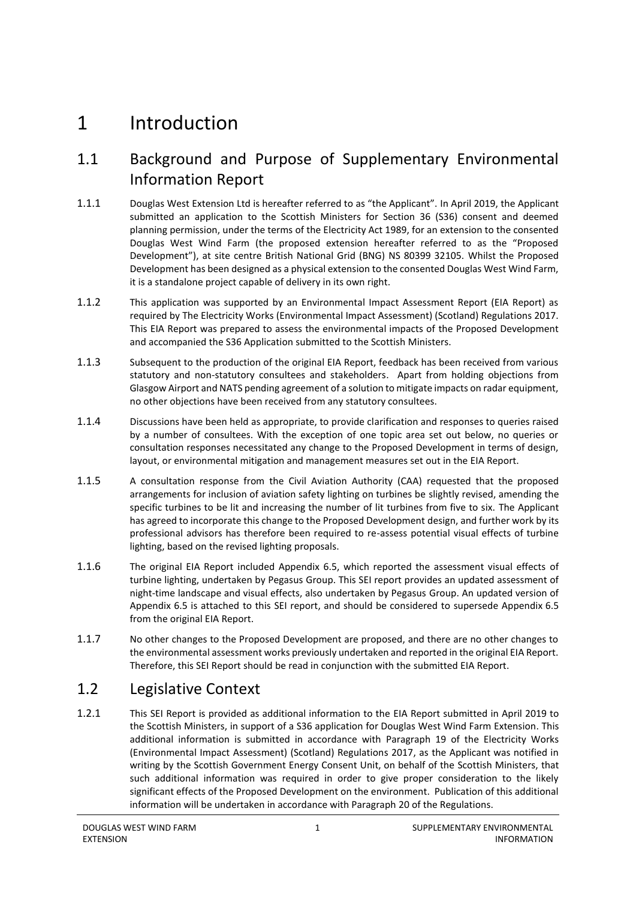# 1 Introduction

## 1.1 Background and Purpose of Supplementary Environmental Information Report

1.1.1 Douglas West Extension Ltd is hereafter referred to as "the Applicant". In April 2019, the Applicant submitted an application to the Scottish Ministers for Section 36 (S36) consent and deemed planning permission, under the terms of the Electricity Act 1989, for an extension to the consented Douglas West Wind Farm (the proposed extension hereafter referred to as the "Proposed Development"), at site centre British National Grid (BNG) NS 80399 32105. Whilst the Proposed Development has been designed as a physical extension to the consented Douglas West Wind Farm, it is a standalone project capable of delivery in its own right.

1.1.2 This application was supported by an Environmental Impact Assessment Report (EIA Report) as required by The Electricity Works (Environmental Impact Assessment) (Scotland) Regulations 2017. This EIA Report was prepared to assess the environmental impacts of the Proposed Development and accompanied the S36 Application submitted to the Scottish Ministers.

1.1.3 Subsequent to the production of the original EIA Report, feedback has been received from various statutory and non-statutory consultees and stakeholders. Apart from holding objections from Glasgow Airport and NATS pending agreement of a solution to mitigate impacts on radar equipment, no other objections have been received from any statutory consultees.

1.1.4 Discussions have been held as appropriate, to provide clarification and responses to queries raised by a number of consultees. With the exception of one topic area set out below, no queries or consultation responses necessitated any change to the Proposed Development in terms of design, layout, or environmental mitigation and management measures set out in the EIA Report.

1.1.5 A consultation response from the Civil Aviation Authority (CAA) requested that the proposed arrangements for inclusion of aviation safety lighting on turbines be slightly revised, amending the specific turbines to be lit and increasing the number of lit turbines from five to six. The Applicant has agreed to incorporate this change to the Proposed Development design, and further work by its professional advisors has therefore been required to re-assess potential visual effects of turbine lighting, based on the revised lighting proposals.

1.1.6 The original EIA Report included Appendix 6.5, which reported the assessment visual effects of turbine lighting, undertaken by Pegasus Group. This SEI report provides an updated assessment of night-time landscape and visual effects, also undertaken by Pegasus Group. An updated version of Appendix 6.5 is attached to this SEI report, and should be considered to supersede Appendix 6.5 from the original EIA Report.

1.1.7 No other changes to the Proposed Development are proposed, and there are no other changes to the environmental assessment works previously undertaken and reported in the original EIA Report. Therefore, this SEI Report should be read in conjunction with the submitted EIA Report.

## 1.2 Legislative Context

1.2.1 This SEI Report is provided as additional information to the EIA Report submitted in April 2019 to the Scottish Ministers, in support of a S36 application for Douglas West Wind Farm Extension. This additional information is submitted in accordance with Paragraph 19 of the Electricity Works (Environmental Impact Assessment) (Scotland) Regulations 2017, as the Applicant was notified in writing by the Scottish Government Energy Consent Unit, on behalf of the Scottish Ministers, that such additional information was required in order to give proper consideration to the likely significant effects of the Proposed Development on the environment. Publication of this additional information will be undertaken in accordance with Paragraph 20 of the Regulations.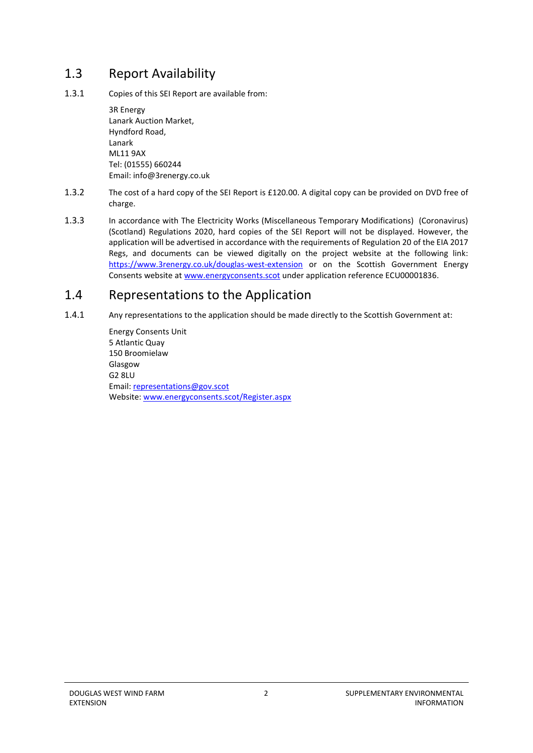## 1.3 Report Availability

1.3.1 Copies of this SEI Report are available from:

3R Energy
Lanark Auction Market,
Hyndford Road,
Lanark
ML11 9AX
Tel: (01555) 660244
Email: info@3renergy.co.uk

1.3.2 The cost of a hard copy of the SEI Report is £120.00. A digital copy can be provided on DVD free of charge.

1.3.3 In accordance with The Electricity Works (Miscellaneous Temporary Modifications) (Coronavirus) (Scotland) Regulations 2020, hard copies of the SEI Report will not be displayed. However, the application will be advertised in accordance with the requirements of Regulation 20 of the EIA 2017 Regs, and documents can be viewed digitally on the project website at the following link: https://www.3renergy.co.uk/douglas-west-extension or on the Scottish Government Energy Consents website at www.energyconsents.scot under application reference ECU00001836.

## 1.4 Representations to the Application

1.4.1 Any representations to the application should be made directly to the Scottish Government at:

Energy Consents Unit
5 Atlantic Quay
150 Broomielaw
Glasgow
G2 8LU
Email: representations@gov.scot
Website: www.energyconsents.scot/Register.aspx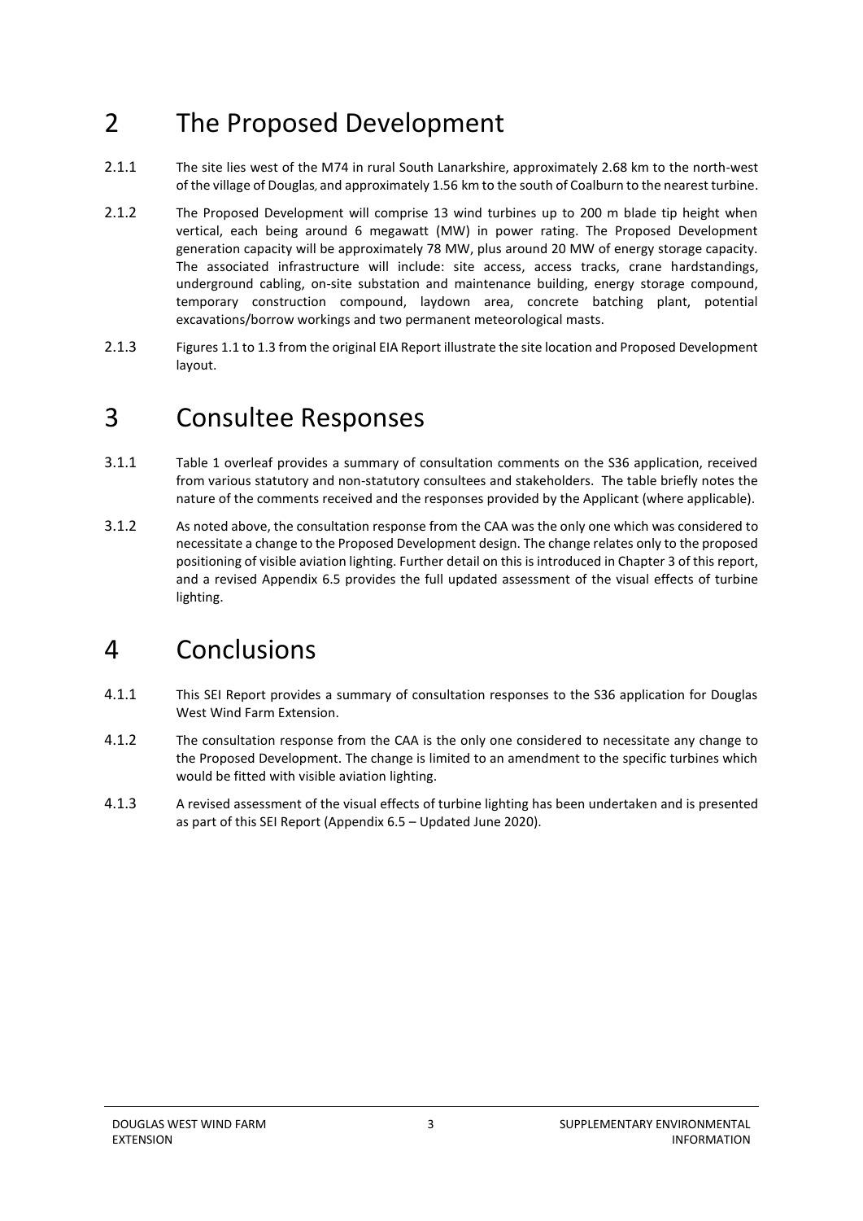# 2 The Proposed Development

2.1.1 The site lies west of the M74 in rural South Lanarkshire, approximately 2.68 km to the north-west of the village of Douglas, and approximately 1.56 km to the south of Coalburn to the nearest turbine.

2.1.2 The Proposed Development will comprise 13 wind turbines up to 200 m blade tip height when vertical, each being around 6 megawatt (MW) in power rating. The Proposed Development generation capacity will be approximately 78 MW, plus around 20 MW of energy storage capacity. The associated infrastructure will include: site access, access tracks, crane hardstandings, underground cabling, on-site substation and maintenance building, energy storage compound, temporary construction compound, laydown area, concrete batching plant, potential excavations/borrow workings and two permanent meteorological masts.

2.1.3 Figures 1.1 to 1.3 from the original EIA Report illustrate the site location and Proposed Development layout.

# 3 Consultee Responses

3.1.1 Table 1 overleaf provides a summary of consultation comments on the S36 application, received from various statutory and non-statutory consultees and stakeholders. The table briefly notes the nature of the comments received and the responses provided by the Applicant (where applicable).

3.1.2 As noted above, the consultation response from the CAA was the only one which was considered to necessitate a change to the Proposed Development design. The change relates only to the proposed positioning of visible aviation lighting. Further detail on this is introduced in Chapter 3 of this report, and a revised Appendix 6.5 provides the full updated assessment of the visual effects of turbine lighting.

# 4 Conclusions

4.1.1 This SEI Report provides a summary of consultation responses to the S36 application for Douglas West Wind Farm Extension.

4.1.2 The consultation response from the CAA is the only one considered to necessitate any change to the Proposed Development. The change is limited to an amendment to the specific turbines which would be fitted with visible aviation lighting.

4.1.3 A revised assessment of the visual effects of turbine lighting has been undertaken and is presented as part of this SEI Report (Appendix 6.5 – Updated June 2020).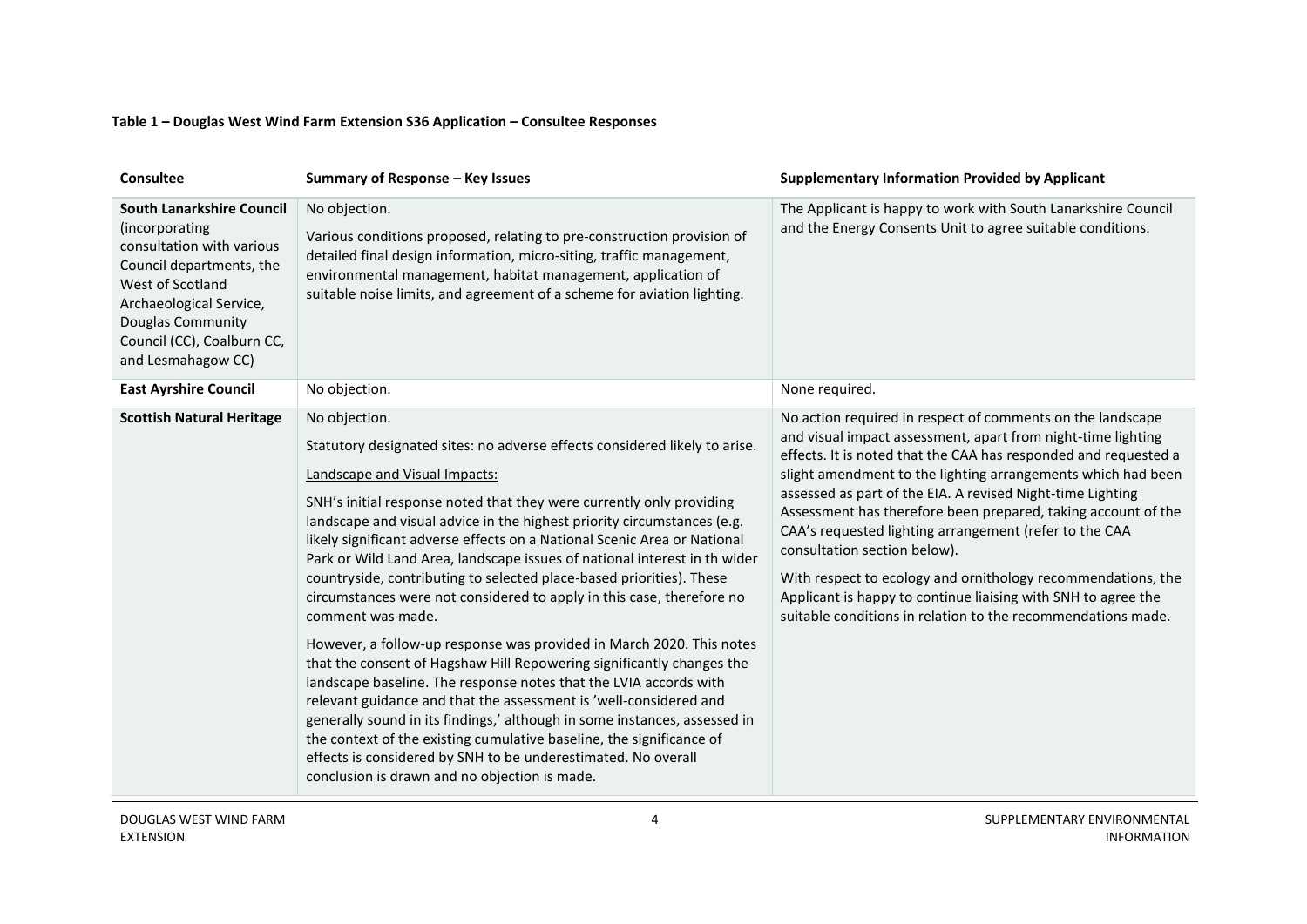**Table 1 – Douglas West Wind Farm Extension S36 Application – Consultee Responses**

| Consultee | Summary of Response – Key Issues | Supplementary Information Provided by Applicant |
|---|---|---|
| **South Lanarkshire Council** (incorporating consultation with various Council departments, the West of Scotland Archaeological Service, Douglas Community Council (CC), Coalburn CC, and Lesmahagow CC) | No objection.<br><br>Various conditions proposed, relating to pre-construction provision of detailed final design information, micro-siting, traffic management, environmental management, habitat management, application of suitable noise limits, and agreement of a scheme for aviation lighting. | The Applicant is happy to work with South Lanarkshire Council and the Energy Consents Unit to agree suitable conditions. |
| **East Ayrshire Council** | No objection. | None required. |
| **Scottish Natural Heritage** | No objection.<br><br>Statutory designated sites: no adverse effects considered likely to arise.<br><br>Landscape and Visual Impacts:<br><br>SNH's initial response noted that they were currently only providing landscape and visual advice in the highest priority circumstances (e.g. likely significant adverse effects on a National Scenic Area or National Park or Wild Land Area, landscape issues of national interest in th wider countryside, contributing to selected place-based priorities). These circumstances were not considered to apply in this case, therefore no comment was made.<br><br>However, a follow-up response was provided in March 2020. This notes that the consent of Hagshaw Hill Repowering significantly changes the landscape baseline. The response notes that the LVIA accords with relevant guidance and that the assessment is 'well-considered and generally sound in its findings,' although in some instances, assessed in the context of the existing cumulative baseline, the significance of effects is considered by SNH to be underestimated. No overall conclusion is drawn and no objection is made. | No action required in respect of comments on the landscape and visual impact assessment, apart from night-time lighting effects. It is noted that the CAA has responded and requested a slight amendment to the lighting arrangements which had been assessed as part of the EIA. A revised Night-time Lighting Assessment has therefore been prepared, taking account of the CAA's requested lighting arrangement (refer to the CAA consultation section below).<br><br>With respect to ecology and ornithology recommendations, the Applicant is happy to continue liaising with SNH to agree the suitable conditions in relation to the recommendations made. |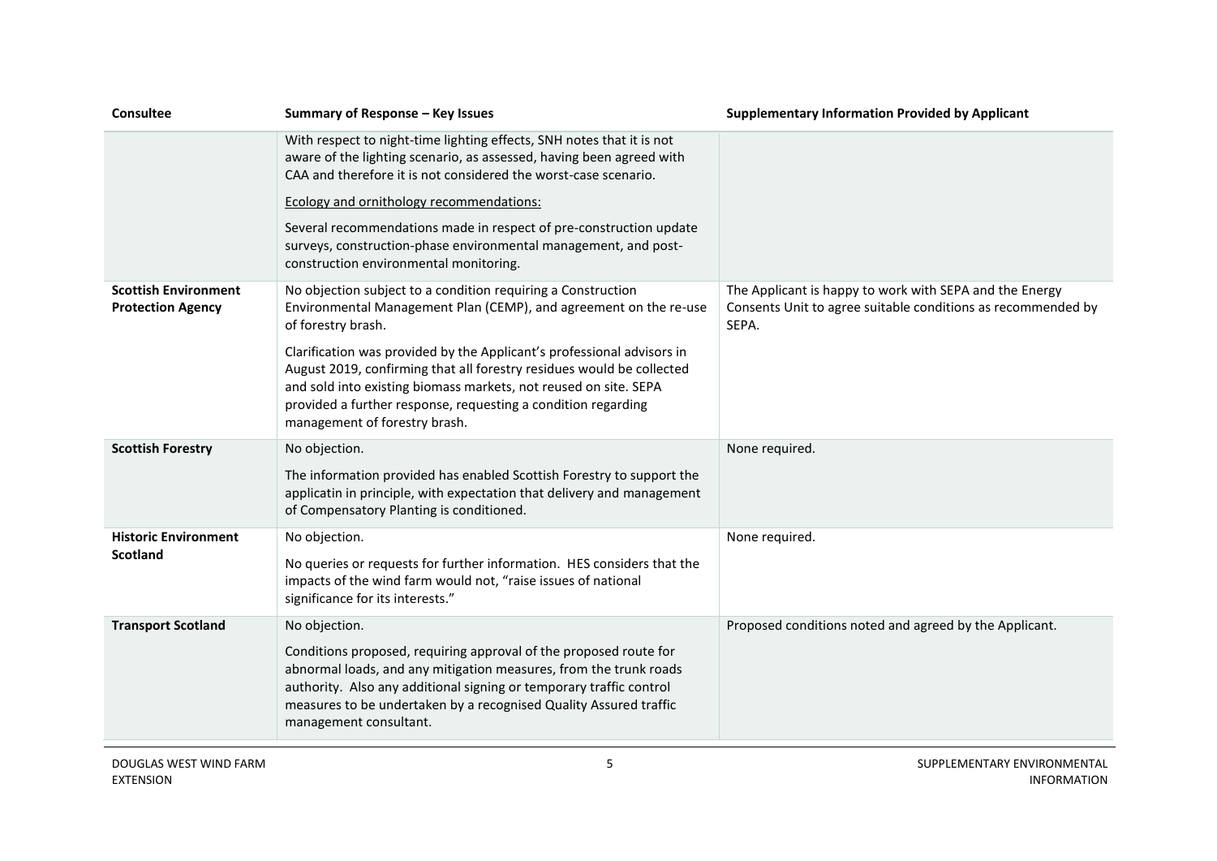| Consultee | Summary of Response – Key Issues | Supplementary Information Provided by Applicant |
|---|---|---|
| | With respect to night-time lighting effects, SNH notes that it is not aware of the lighting scenario, as assessed, having been agreed with CAA and therefore it is not considered the worst-case scenario.<br><br>Ecology and ornithology recommendations:<br><br>Several recommendations made in respect of pre-construction update surveys, construction-phase environmental management, and post-construction environmental monitoring. | |
| **Scottish Environment Protection Agency** | No objection subject to a condition requiring a Construction Environmental Management Plan (CEMP), and agreement on the re-use of forestry brash.<br><br>Clarification was provided by the Applicant's professional advisors in August 2019, confirming that all forestry residues would be collected and sold into existing biomass markets, not reused on site. SEPA provided a further response, requesting a condition regarding management of forestry brash. | The Applicant is happy to work with SEPA and the Energy Consents Unit to agree suitable conditions as recommended by SEPA. |
| **Scottish Forestry** | No objection.<br><br>The information provided has enabled Scottish Forestry to support the applicatin in principle, with expectation that delivery and management of Compensatory Planting is conditioned. | None required. |
| **Historic Environment Scotland** | No objection.<br><br>No queries or requests for further information. HES considers that the impacts of the wind farm would not, "raise issues of national significance for its interests." | None required. |
| **Transport Scotland** | No objection.<br><br>Conditions proposed, requiring approval of the proposed route for abnormal loads, and any mitigation measures, from the trunk roads authority. Also any additional signing or temporary traffic control measures to be undertaken by a recognised Quality Assured traffic management consultant. | Proposed conditions noted and agreed by the Applicant. |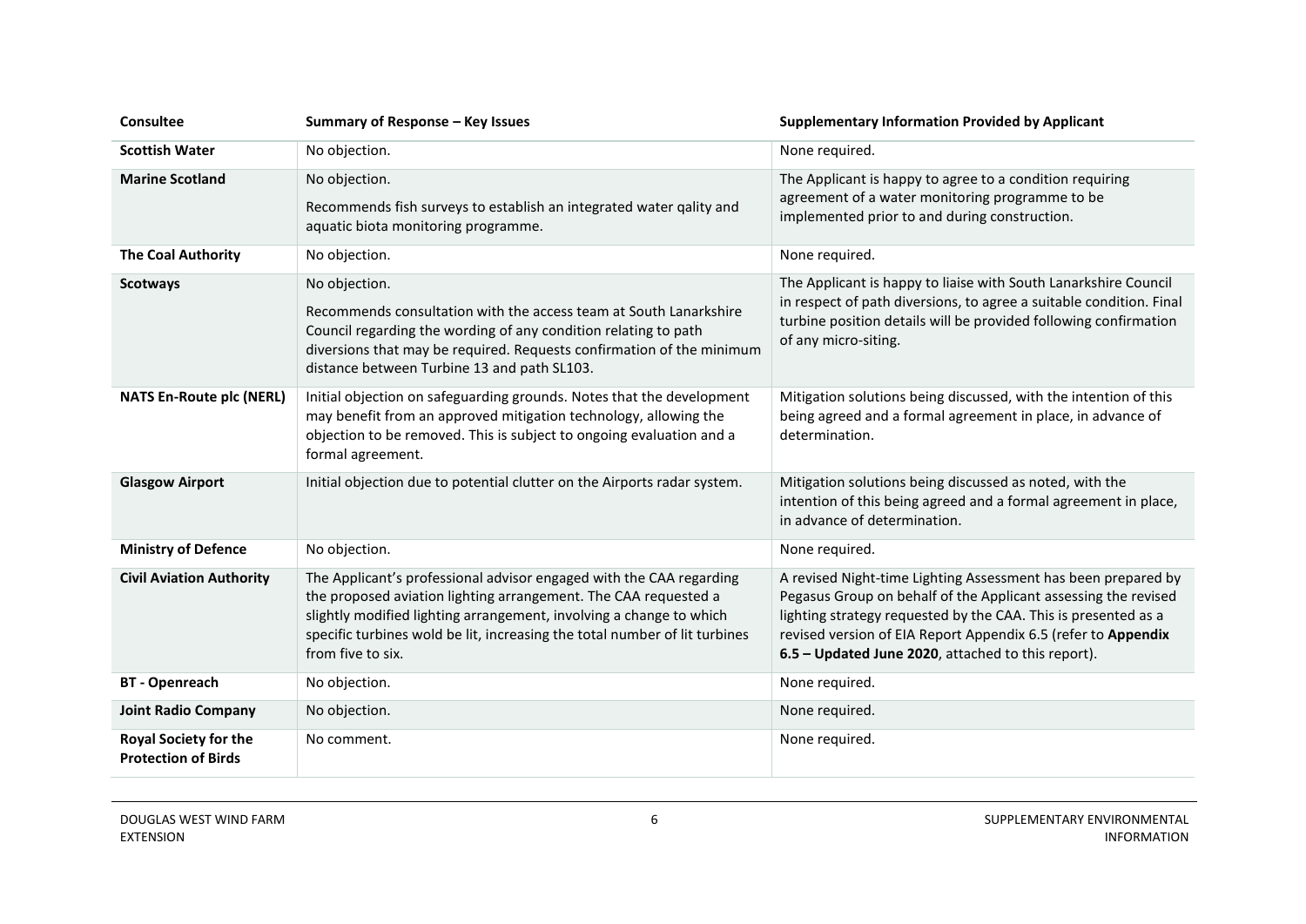| Consultee | Summary of Response – Key Issues | Supplementary Information Provided by Applicant |
|---|---|---|
| **Scottish Water** | No objection. | None required. |
| **Marine Scotland** | No objection.<br><br>Recommends fish surveys to establish an integrated water qality and aquatic biota monitoring programme. | The Applicant is happy to agree to a condition requiring agreement of a water monitoring programme to be implemented prior to and during construction. |
| **The Coal Authority** | No objection. | None required. |
| **Scotways** | No objection.<br><br>Recommends consultation with the access team at South Lanarkshire Council regarding the wording of any condition relating to path diversions that may be required. Requests confirmation of the minimum distance between Turbine 13 and path SL103. | The Applicant is happy to liaise with South Lanarkshire Council in respect of path diversions, to agree a suitable condition. Final turbine position details will be provided following confirmation of any micro-siting. |
| **NATS En-Route plc (NERL)** | Initial objection on safeguarding grounds. Notes that the development may benefit from an approved mitigation technology, allowing the objection to be removed. This is subject to ongoing evaluation and a formal agreement. | Mitigation solutions being discussed, with the intention of this being agreed and a formal agreement in place, in advance of determination. |
| **Glasgow Airport** | Initial objection due to potential clutter on the Airports radar system. | Mitigation solutions being discussed as noted, with the intention of this being agreed and a formal agreement in place, in advance of determination. |
| **Ministry of Defence** | No objection. | None required. |
| **Civil Aviation Authority** | The Applicant's professional advisor engaged with the CAA regarding the proposed aviation lighting arrangement. The CAA requested a slightly modified lighting arrangement, involving a change to which specific turbines wold be lit, increasing the total number of lit turbines from five to six. | A revised Night-time Lighting Assessment has been prepared by Pegasus Group on behalf of the Applicant assessing the revised lighting strategy requested by the CAA. This is presented as a revised version of EIA Report Appendix 6.5 (refer to **Appendix 6.5 – Updated June 2020**, attached to this report). |
| **BT - Openreach** | No objection. | None required. |
| **Joint Radio Company** | No objection. | None required. |
| **Royal Society for the Protection of Birds** | No comment. | None required. |